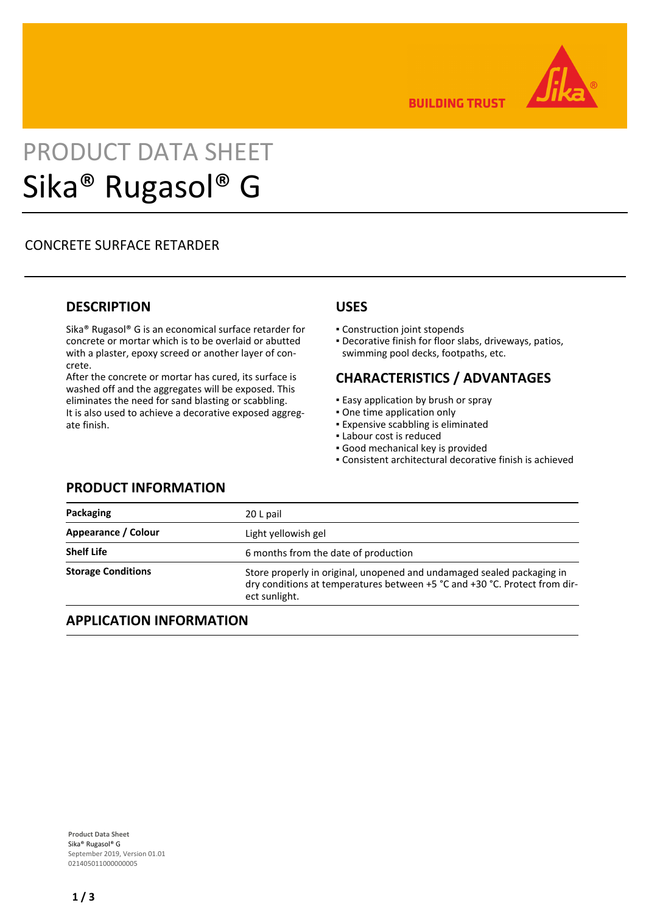BUILDING TRUST

# PRODUCT DATA SHEET
# Sika® Rugasol® G

CONCRETE SURFACE RETARDER

## DESCRIPTION

Sika® Rugasol® G is an economical surface retarder for concrete or mortar which is to be overlaid or abutted with a plaster, epoxy screed or another layer of concrete.
After the concrete or mortar has cured, its surface is washed off and the aggregates will be exposed. This eliminates the need for sand blasting or scabbling.
It is also used to achieve a decorative exposed aggregate finish.

## USES

- Construction joint stopends
- Decorative finish for floor slabs, driveways, patios, swimming pool decks, footpaths, etc.

## CHARACTERISTICS / ADVANTAGES

- Easy application by brush or spray
- One time application only
- Expensive scabbling is eliminated
- Labour cost is reduced
- Good mechanical key is provided
- Consistent architectural decorative finish is achieved

## PRODUCT INFORMATION

| | |
|---|---|
| **Packaging** | 20 L pail |
| **Appearance / Colour** | Light yellowish gel |
| **Shelf Life** | 6 months from the date of production |
| **Storage Conditions** | Store properly in original, unopened and undamaged sealed packaging in dry conditions at temperatures between +5 °C and +30 °C. Protect from direct sunlight. |

## APPLICATION INFORMATION

**Product Data Sheet**
Sika® Rugasol® G
September 2019, Version 01.01
021405011000000005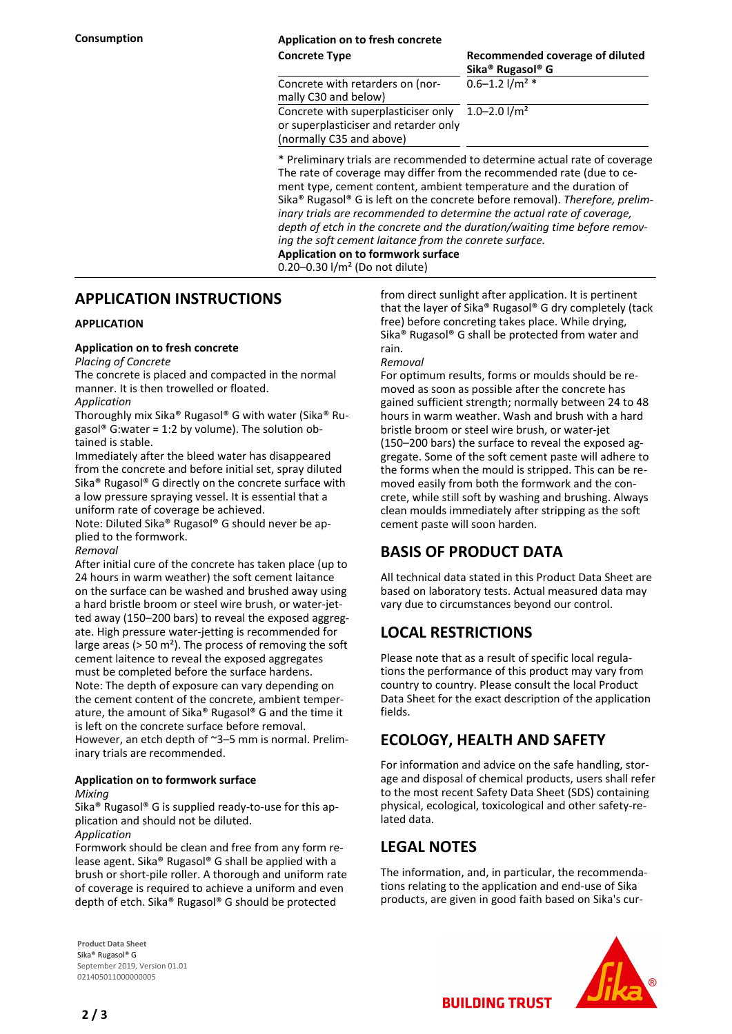**Consumption**

**Application on to fresh concrete**

| Concrete Type | Recommended coverage of diluted Sika® Rugasol® G |
|---|---|
| Concrete with retarders on (normally C30 and below) | 0.6–1.2 l/m² * |
| Concrete with superplasticiser only or superplasticiser and retarder only (normally C35 and above) | 1.0–2.0 l/m² |

* Preliminary trials are recommended to determine actual rate of coverage
The rate of coverage may differ from the recommended rate (due to cement type, cement content, ambient temperature and the duration of Sika® Rugasol® G is left on the concrete before removal). *Therefore, preliminary trials are recommended to determine the actual rate of coverage, depth of etch in the concrete and the duration/waiting time before removing the soft cement laitance from the conrete surface.*

**Application on to formwork surface**
0.20–0.30 l/m² (Do not dilute)

## APPLICATION INSTRUCTIONS

### APPLICATION

#### Application on to fresh concrete

*Placing of Concrete*
The concrete is placed and compacted in the normal manner. It is then trowelled or floated.

*Application*
Thoroughly mix Sika® Rugasol® G with water (Sika® Rugasol® G:water = 1:2 by volume). The solution obtained is stable.
Immediately after the bleed water has disappeared from the concrete and before initial set, spray diluted Sika® Rugasol® G directly on the concrete surface with a low pressure spraying vessel. It is essential that a uniform rate of coverage be achieved.
Note: Diluted Sika® Rugasol® G should never be applied to the formwork.

*Removal*
After initial cure of the concrete has taken place (up to 24 hours in warm weather) the soft cement laitance on the surface can be washed and brushed away using a hard bristle broom or steel wire brush, or water-jetted away (150–200 bars) to reveal the exposed aggregate. High pressure water-jetting is recommended for large areas (> 50 m²). The process of removing the soft cement laitence to reveal the exposed aggregates must be completed before the surface hardens.
Note: The depth of exposure can vary depending on the cement content of the concrete, ambient temperature, the amount of Sika® Rugasol® G and the time it is left on the concrete surface before removal. However, an etch depth of ~3–5 mm is normal. Preliminary trials are recommended.

#### Application on to formwork surface

*Mixing*
Sika® Rugasol® G is supplied ready-to-use for this application and should not be diluted.

*Application*
Formwork should be clean and free from any form release agent. Sika® Rugasol® G shall be applied with a brush or short-pile roller. A thorough and uniform rate of coverage is required to achieve a uniform and even depth of etch. Sika® Rugasol® G should be protected from direct sunlight after application. It is pertinent that the layer of Sika® Rugasol® G dry completely (tack free) before concreting takes place. While drying, Sika® Rugasol® G shall be protected from water and rain.

*Removal*
For optimum results, forms or moulds should be removed as soon as possible after the concrete has gained sufficient strength; normally between 24 to 48 hours in warm weather. Wash and brush with a hard bristle broom or steel wire brush, or water-jet (150–200 bars) the surface to reveal the exposed aggregate. Some of the soft cement paste will adhere to the forms when the mould is stripped. This can be removed easily from both the formwork and the concrete, while still soft by washing and brushing. Always clean moulds immediately after stripping as the soft cement paste will soon harden.

## BASIS OF PRODUCT DATA

All technical data stated in this Product Data Sheet are based on laboratory tests. Actual measured data may vary due to circumstances beyond our control.

## LOCAL RESTRICTIONS

Please note that as a result of specific local regulations the performance of this product may vary from country to country. Please consult the local Product Data Sheet for the exact description of the application fields.

## ECOLOGY, HEALTH AND SAFETY

For information and advice on the safe handling, storage and disposal of chemical products, users shall refer to the most recent Safety Data Sheet (SDS) containing physical, ecological, toxicological and other safety-related data.

## LEGAL NOTES

The information, and, in particular, the recommendations relating to the application and end-use of Sika products, are given in good faith based on Sika's cur-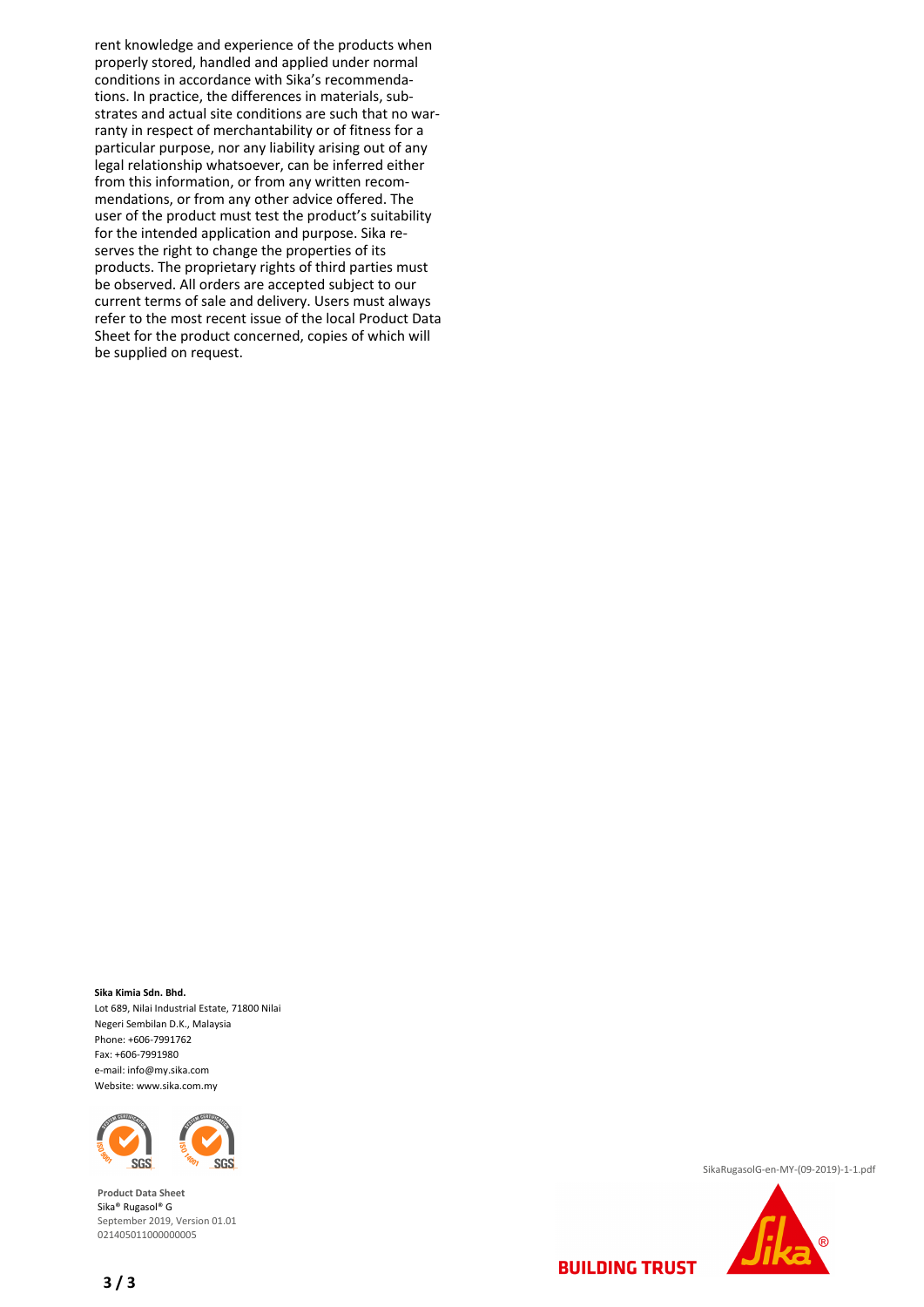rent knowledge and experience of the products when properly stored, handled and applied under normal conditions in accordance with Sika's recommendations. In practice, the differences in materials, substrates and actual site conditions are such that no warranty in respect of merchantability or of fitness for a particular purpose, nor any liability arising out of any legal relationship whatsoever, can be inferred either from this information, or from any written recommendations, or from any other advice offered. The user of the product must test the product's suitability for the intended application and purpose. Sika reserves the right to change the properties of its products. The proprietary rights of third parties must be observed. All orders are accepted subject to our current terms of sale and delivery. Users must always refer to the most recent issue of the local Product Data Sheet for the product concerned, copies of which will be supplied on request.

**Sika Kimia Sdn. Bhd.**
Lot 689, Nilai Industrial Estate, 71800 Nilai
Negeri Sembilan D.K., Malaysia
Phone: +606-7991762
Fax: +606-7991980
e-mail: info@my.sika.com
Website: www.sika.com.my

**Product Data Sheet**
Sika® Rugasol® G
September 2019, Version 01.01
021405011000000005

SikaRugasolG-en-MY-(09-2019)-1-1.pdf

BUILDING TRUST